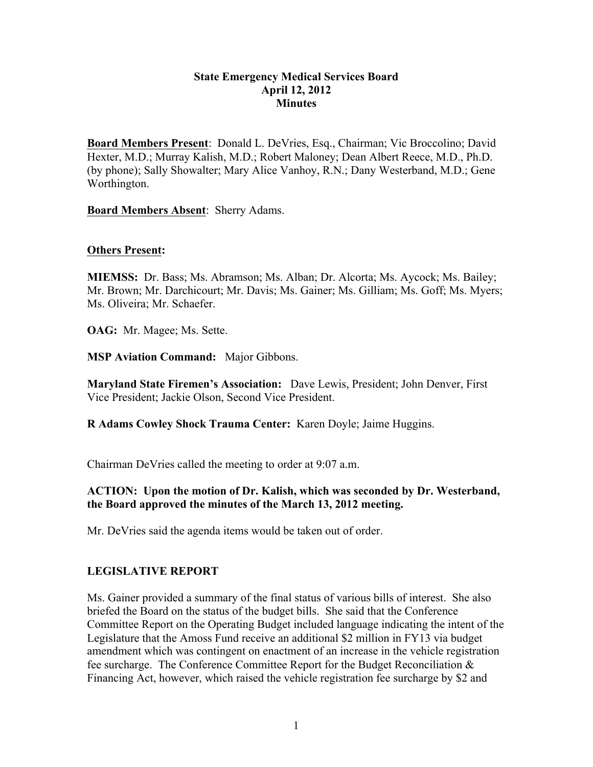# State Emergency Medical Services Board
## April 12, 2012
## Minutes

**Board Members Present**: Donald L. DeVries, Esq., Chairman; Vic Broccolino; David Hexter, M.D.; Murray Kalish, M.D.; Robert Maloney; Dean Albert Reece, M.D., Ph.D. (by phone); Sally Showalter; Mary Alice Vanhoy, R.N.; Dany Westerband, M.D.; Gene Worthington.

**Board Members Absent**: Sherry Adams.

**Others Present:**

**MIEMSS:** Dr. Bass; Ms. Abramson; Ms. Alban; Dr. Alcorta; Ms. Aycock; Ms. Bailey; Mr. Brown; Mr. Darchicourt; Mr. Davis; Ms. Gainer; Ms. Gilliam; Ms. Goff; Ms. Myers; Ms. Oliveira; Mr. Schaefer.

**OAG:** Mr. Magee; Ms. Sette.

**MSP Aviation Command:** Major Gibbons.

**Maryland State Firemen's Association:** Dave Lewis, President; John Denver, First Vice President; Jackie Olson, Second Vice President.

**R Adams Cowley Shock Trauma Center:** Karen Doyle; Jaime Huggins.

Chairman DeVries called the meeting to order at 9:07 a.m.

**ACTION: Upon the motion of Dr. Kalish, which was seconded by Dr. Westerband, the Board approved the minutes of the March 13, 2012 meeting.**

Mr. DeVries said the agenda items would be taken out of order.

## LEGISLATIVE REPORT

Ms. Gainer provided a summary of the final status of various bills of interest. She also briefed the Board on the status of the budget bills. She said that the Conference Committee Report on the Operating Budget included language indicating the intent of the Legislature that the Amoss Fund receive an additional $2 million in FY13 via budget amendment which was contingent on enactment of an increase in the vehicle registration fee surcharge. The Conference Committee Report for the Budget Reconciliation & Financing Act, however, which raised the vehicle registration fee surcharge by $2 and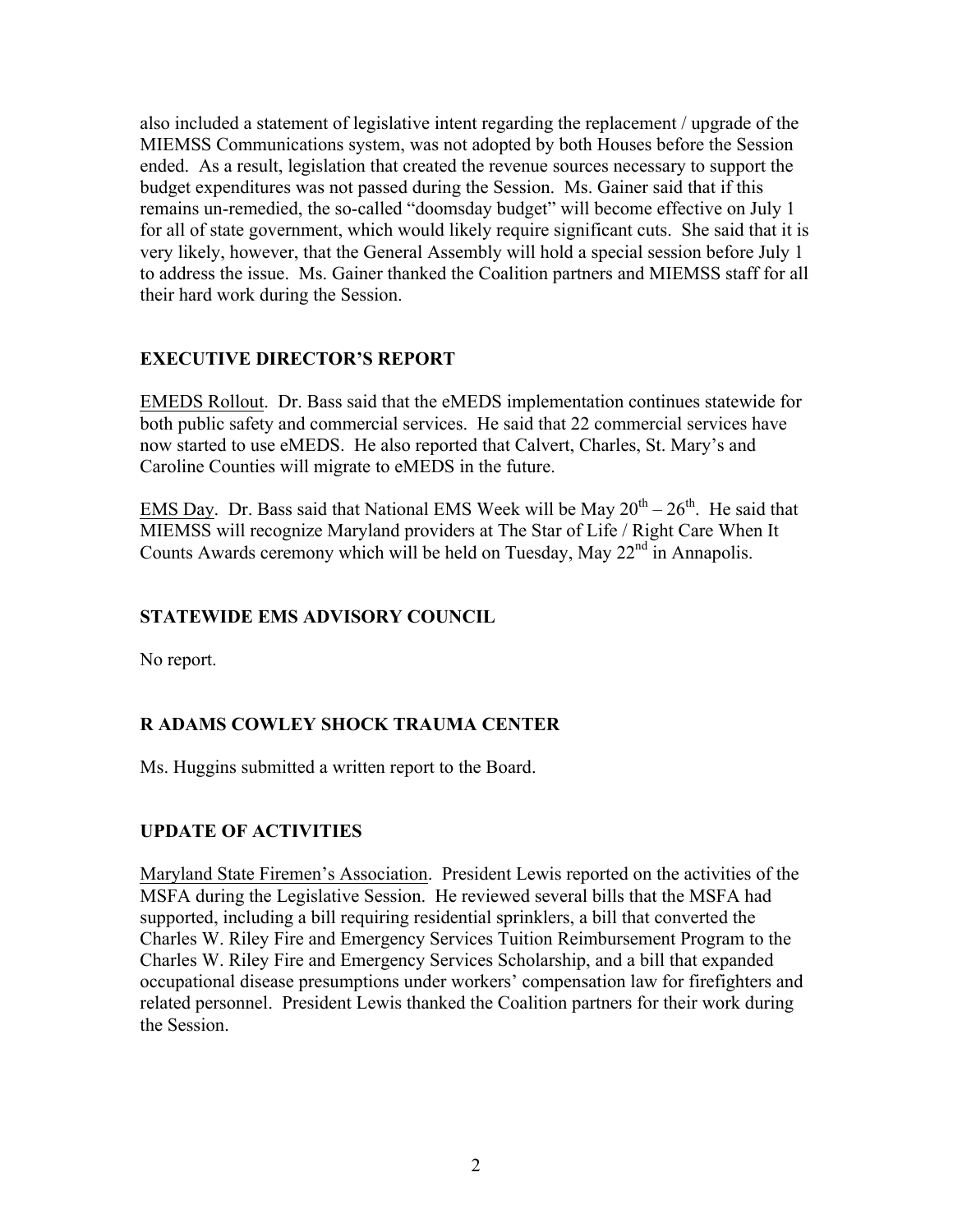also included a statement of legislative intent regarding the replacement / upgrade of the MIEMSS Communications system, was not adopted by both Houses before the Session ended. As a result, legislation that created the revenue sources necessary to support the budget expenditures was not passed during the Session. Ms. Gainer said that if this remains un-remedied, the so-called "doomsday budget" will become effective on July 1 for all of state government, which would likely require significant cuts. She said that it is very likely, however, that the General Assembly will hold a special session before July 1 to address the issue. Ms. Gainer thanked the Coalition partners and MIEMSS staff for all their hard work during the Session.

## EXECUTIVE DIRECTOR'S REPORT

EMEDS Rollout. Dr. Bass said that the eMEDS implementation continues statewide for both public safety and commercial services. He said that 22 commercial services have now started to use eMEDS. He also reported that Calvert, Charles, St. Mary's and Caroline Counties will migrate to eMEDS in the future.

EMS Day. Dr. Bass said that National EMS Week will be May 20th – 26th. He said that MIEMSS will recognize Maryland providers at The Star of Life / Right Care When It Counts Awards ceremony which will be held on Tuesday, May 22nd in Annapolis.

## STATEWIDE EMS ADVISORY COUNCIL

No report.

## R ADAMS COWLEY SHOCK TRAUMA CENTER

Ms. Huggins submitted a written report to the Board.

## UPDATE OF ACTIVITIES

Maryland State Firemen's Association. President Lewis reported on the activities of the MSFA during the Legislative Session. He reviewed several bills that the MSFA had supported, including a bill requiring residential sprinklers, a bill that converted the Charles W. Riley Fire and Emergency Services Tuition Reimbursement Program to the Charles W. Riley Fire and Emergency Services Scholarship, and a bill that expanded occupational disease presumptions under workers' compensation law for firefighters and related personnel. President Lewis thanked the Coalition partners for their work during the Session.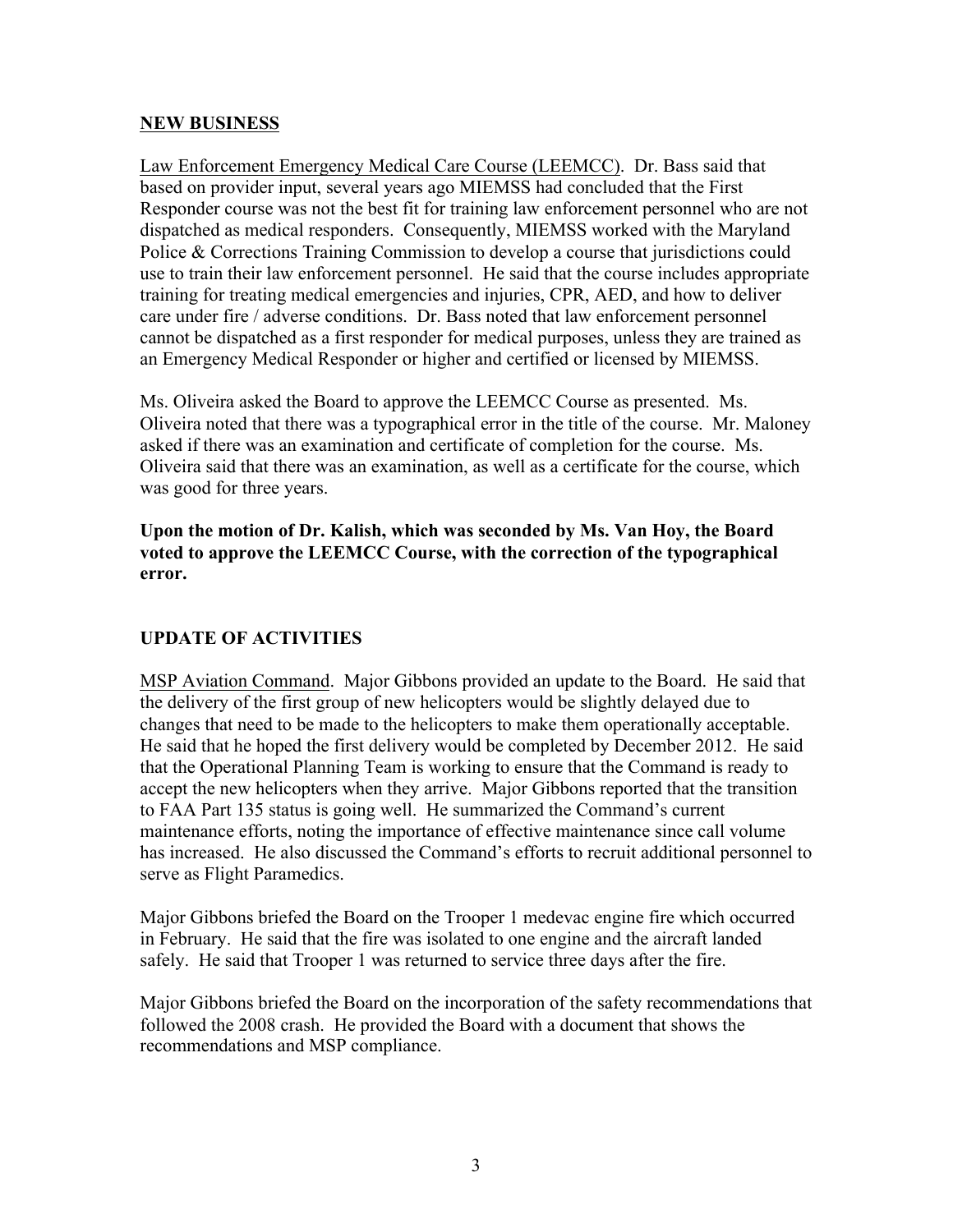## NEW BUSINESS

Law Enforcement Emergency Medical Care Course (LEEMCC). Dr. Bass said that based on provider input, several years ago MIEMSS had concluded that the First Responder course was not the best fit for training law enforcement personnel who are not dispatched as medical responders. Consequently, MIEMSS worked with the Maryland Police & Corrections Training Commission to develop a course that jurisdictions could use to train their law enforcement personnel. He said that the course includes appropriate training for treating medical emergencies and injuries, CPR, AED, and how to deliver care under fire / adverse conditions. Dr. Bass noted that law enforcement personnel cannot be dispatched as a first responder for medical purposes, unless they are trained as an Emergency Medical Responder or higher and certified or licensed by MIEMSS.

Ms. Oliveira asked the Board to approve the LEEMCC Course as presented. Ms. Oliveira noted that there was a typographical error in the title of the course. Mr. Maloney asked if there was an examination and certificate of completion for the course. Ms. Oliveira said that there was an examination, as well as a certificate for the course, which was good for three years.

**Upon the motion of Dr. Kalish, which was seconded by Ms. Van Hoy, the Board voted to approve the LEEMCC Course, with the correction of the typographical error.**

## UPDATE OF ACTIVITIES

MSP Aviation Command. Major Gibbons provided an update to the Board. He said that the delivery of the first group of new helicopters would be slightly delayed due to changes that need to be made to the helicopters to make them operationally acceptable. He said that he hoped the first delivery would be completed by December 2012. He said that the Operational Planning Team is working to ensure that the Command is ready to accept the new helicopters when they arrive. Major Gibbons reported that the transition to FAA Part 135 status is going well. He summarized the Command's current maintenance efforts, noting the importance of effective maintenance since call volume has increased. He also discussed the Command's efforts to recruit additional personnel to serve as Flight Paramedics.

Major Gibbons briefed the Board on the Trooper 1 medevac engine fire which occurred in February. He said that the fire was isolated to one engine and the aircraft landed safely. He said that Trooper 1 was returned to service three days after the fire.

Major Gibbons briefed the Board on the incorporation of the safety recommendations that followed the 2008 crash. He provided the Board with a document that shows the recommendations and MSP compliance.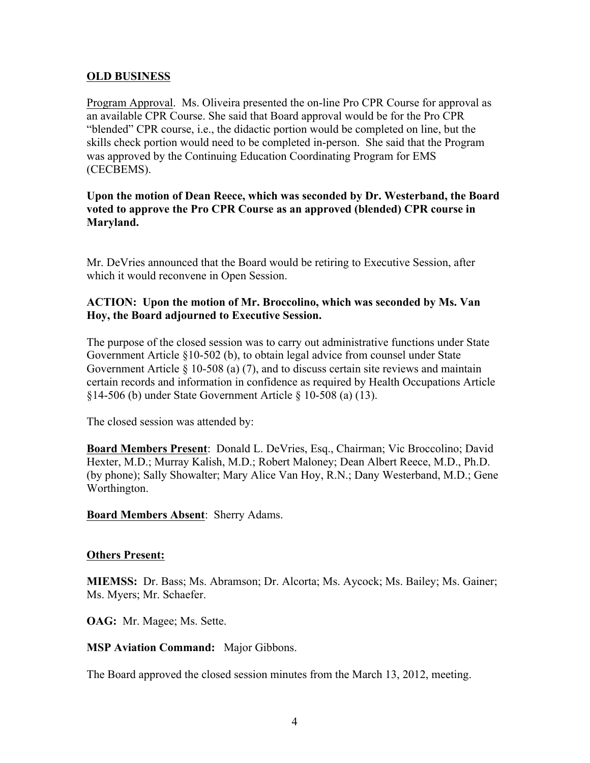## OLD BUSINESS

Program Approval. Ms. Oliveira presented the on-line Pro CPR Course for approval as an available CPR Course. She said that Board approval would be for the Pro CPR "blended" CPR course, i.e., the didactic portion would be completed on line, but the skills check portion would need to be completed in-person. She said that the Program was approved by the Continuing Education Coordinating Program for EMS (CECBEMS).

**Upon the motion of Dean Reece, which was seconded by Dr. Westerband, the Board voted to approve the Pro CPR Course as an approved (blended) CPR course in Maryland.**

Mr. DeVries announced that the Board would be retiring to Executive Session, after which it would reconvene in Open Session.

**ACTION: Upon the motion of Mr. Broccolino, which was seconded by Ms. Van Hoy, the Board adjourned to Executive Session.**

The purpose of the closed session was to carry out administrative functions under State Government Article §10-502 (b), to obtain legal advice from counsel under State Government Article § 10-508 (a) (7), and to discuss certain site reviews and maintain certain records and information in confidence as required by Health Occupations Article §14-506 (b) under State Government Article § 10-508 (a) (13).

The closed session was attended by:

**Board Members Present**: Donald L. DeVries, Esq., Chairman; Vic Broccolino; David Hexter, M.D.; Murray Kalish, M.D.; Robert Maloney; Dean Albert Reece, M.D., Ph.D. (by phone); Sally Showalter; Mary Alice Van Hoy, R.N.; Dany Westerband, M.D.; Gene Worthington.

**Board Members Absent**: Sherry Adams.

**Others Present:**

**MIEMSS:** Dr. Bass; Ms. Abramson; Dr. Alcorta; Ms. Aycock; Ms. Bailey; Ms. Gainer; Ms. Myers; Mr. Schaefer.

**OAG:** Mr. Magee; Ms. Sette.

**MSP Aviation Command:** Major Gibbons.

The Board approved the closed session minutes from the March 13, 2012, meeting.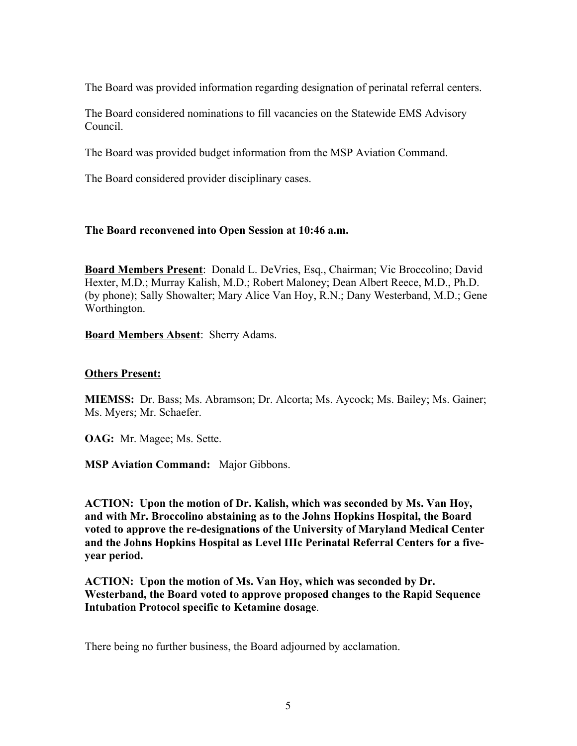The Board was provided information regarding designation of perinatal referral centers.

The Board considered nominations to fill vacancies on the Statewide EMS Advisory Council.

The Board was provided budget information from the MSP Aviation Command.

The Board considered provider disciplinary cases.

**The Board reconvened into Open Session at 10:46 a.m.**

**Board Members Present**: Donald L. DeVries, Esq., Chairman; Vic Broccolino; David Hexter, M.D.; Murray Kalish, M.D.; Robert Maloney; Dean Albert Reece, M.D., Ph.D. (by phone); Sally Showalter; Mary Alice Van Hoy, R.N.; Dany Westerband, M.D.; Gene Worthington.

**Board Members Absent**: Sherry Adams.

**Others Present:**

**MIEMSS:** Dr. Bass; Ms. Abramson; Dr. Alcorta; Ms. Aycock; Ms. Bailey; Ms. Gainer; Ms. Myers; Mr. Schaefer.

**OAG:** Mr. Magee; Ms. Sette.

**MSP Aviation Command:** Major Gibbons.

**ACTION: Upon the motion of Dr. Kalish, which was seconded by Ms. Van Hoy, and with Mr. Broccolino abstaining as to the Johns Hopkins Hospital, the Board voted to approve the re-designations of the University of Maryland Medical Center and the Johns Hopkins Hospital as Level IIIc Perinatal Referral Centers for a five-year period.**

**ACTION: Upon the motion of Ms. Van Hoy, which was seconded by Dr. Westerband, the Board voted to approve proposed changes to the Rapid Sequence Intubation Protocol specific to Ketamine dosage**.

There being no further business, the Board adjourned by acclamation.